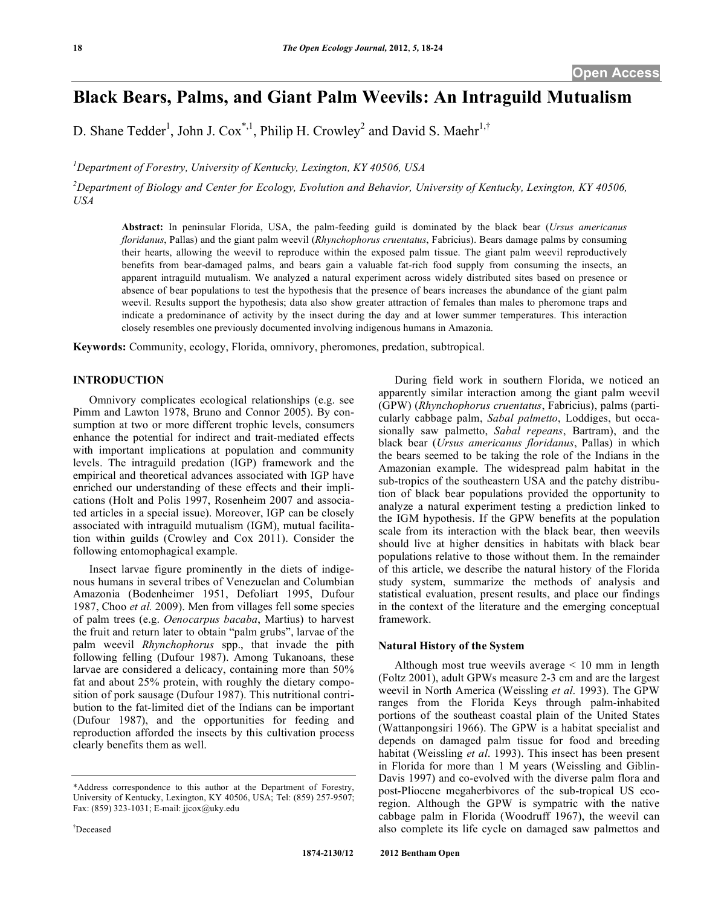**Open Access**

# Black Bears, Palms, and Giant Palm Weevils: An Intraguild Mutualism

D. Shane Tedder[1], John J. Cox[*,1], Philip H. Crowley[2] and David S. Maehr[1,†]

[1]Department of Forestry, University of Kentucky, Lexington, KY 40506, USA

[2]Department of Biology and Center for Ecology, Evolution and Behavior, University of Kentucky, Lexington, KY 40506, USA

**Abstract:** In peninsular Florida, USA, the palm-feeding guild is dominated by the black bear (*Ursus americanus floridanus*, Pallas) and the giant palm weevil (*Rhynchophorus cruentatus*, Fabricius). Bears damage palms by consuming their hearts, allowing the weevil to reproduce within the exposed palm tissue. The giant palm weevil reproductively benefits from bear-damaged palms, and bears gain a valuable fat-rich food supply from consuming the insects, an apparent intraguild mutualism. We analyzed a natural experiment across widely distributed sites based on presence or absence of bear populations to test the hypothesis that the presence of bears increases the abundance of the giant palm weevil. Results support the hypothesis; data also show greater attraction of females than males to pheromone traps and indicate a predominance of activity by the insect during the day and at lower summer temperatures. This interaction closely resembles one previously documented involving indigenous humans in Amazonia.

**Keywords:** Community, ecology, Florida, omnivory, pheromones, predation, subtropical.

## INTRODUCTION

Omnivory complicates ecological relationships (e.g. see Pimm and Lawton 1978, Bruno and Connor 2005). By consumption at two or more different trophic levels, consumers enhance the potential for indirect and trait-mediated effects with important implications at population and community levels. The intraguild predation (IGP) framework and the empirical and theoretical advances associated with IGP have enriched our understanding of these effects and their implications (Holt and Polis 1997, Rosenheim 2007 and associated articles in a special issue). Moreover, IGP can be closely associated with intraguild mutualism (IGM), mutual facilitation within guilds (Crowley and Cox 2011). Consider the following entomophagical example.

Insect larvae figure prominently in the diets of indigenous humans in several tribes of Venezuelan and Columbian Amazonia (Bodenheimer 1951, Defoliart 1995, Dufour 1987, Choo *et al.* 2009). Men from villages fell some species of palm trees (e.g. *Oenocarpus bacaba*, Martius) to harvest the fruit and return later to obtain "palm grubs", larvae of the palm weevil *Rhynchophorus* spp., that invade the pith following felling (Dufour 1987). Among Tukanoans, these larvae are considered a delicacy, containing more than 50% fat and about 25% protein, with roughly the dietary composition of pork sausage (Dufour 1987). This nutritional contribution to the fat-limited diet of the Indians can be important (Dufour 1987), and the opportunities for feeding and reproduction afforded the insects by this cultivation process clearly benefits them as well.

During field work in southern Florida, we noticed an apparently similar interaction among the giant palm weevil (GPW) (*Rhynchophorus cruentatus*, Fabricius), palms (particularly cabbage palm, *Sabal palmetto*, Loddiges, but occasionally saw palmetto, *Sabal repeans*, Bartram), and the black bear (*Ursus americanus floridanus*, Pallas) in which the bears seemed to be taking the role of the Indians in the Amazonian example. The widespread palm habitat in the sub-tropics of the southeastern USA and the patchy distribution of black bear populations provided the opportunity to analyze a natural experiment testing a prediction linked to the IGM hypothesis. If the GPW benefits at the population scale from its interaction with the black bear, then weevils should live at higher densities in habitats with black bear populations relative to those without them. In the remainder of this article, we describe the natural history of the Florida study system, summarize the methods of analysis and statistical evaluation, present results, and place our findings in the context of the literature and the emerging conceptual framework.

### Natural History of the System

Although most true weevils average < 10 mm in length (Foltz 2001), adult GPWs measure 2-3 cm and are the largest weevil in North America (Weissling *et al*. 1993). The GPW ranges from the Florida Keys through palm-inhabited portions of the southeast coastal plain of the United States (Wattanpongsiri 1966). The GPW is a habitat specialist and depends on damaged palm tissue for food and breeding habitat (Weissling *et al*. 1993). This insect has been present in Florida for more than 1 M years (Weissling and Giblin-Davis 1997) and co-evolved with the diverse palm flora and post-Pliocene megaherbivores of the sub-tropical US ecoregion. Although the GPW is sympatric with the native cabbage palm in Florida (Woodruff 1967), the weevil can also complete its life cycle on damaged saw palmettos and

*Address correspondence to this author at the Department of Forestry, University of Kentucky, Lexington, KY 40506, USA; Tel: (859) 257-9507; Fax: (859) 323-1031; E-mail: jjcox@uky.edu

†Deceased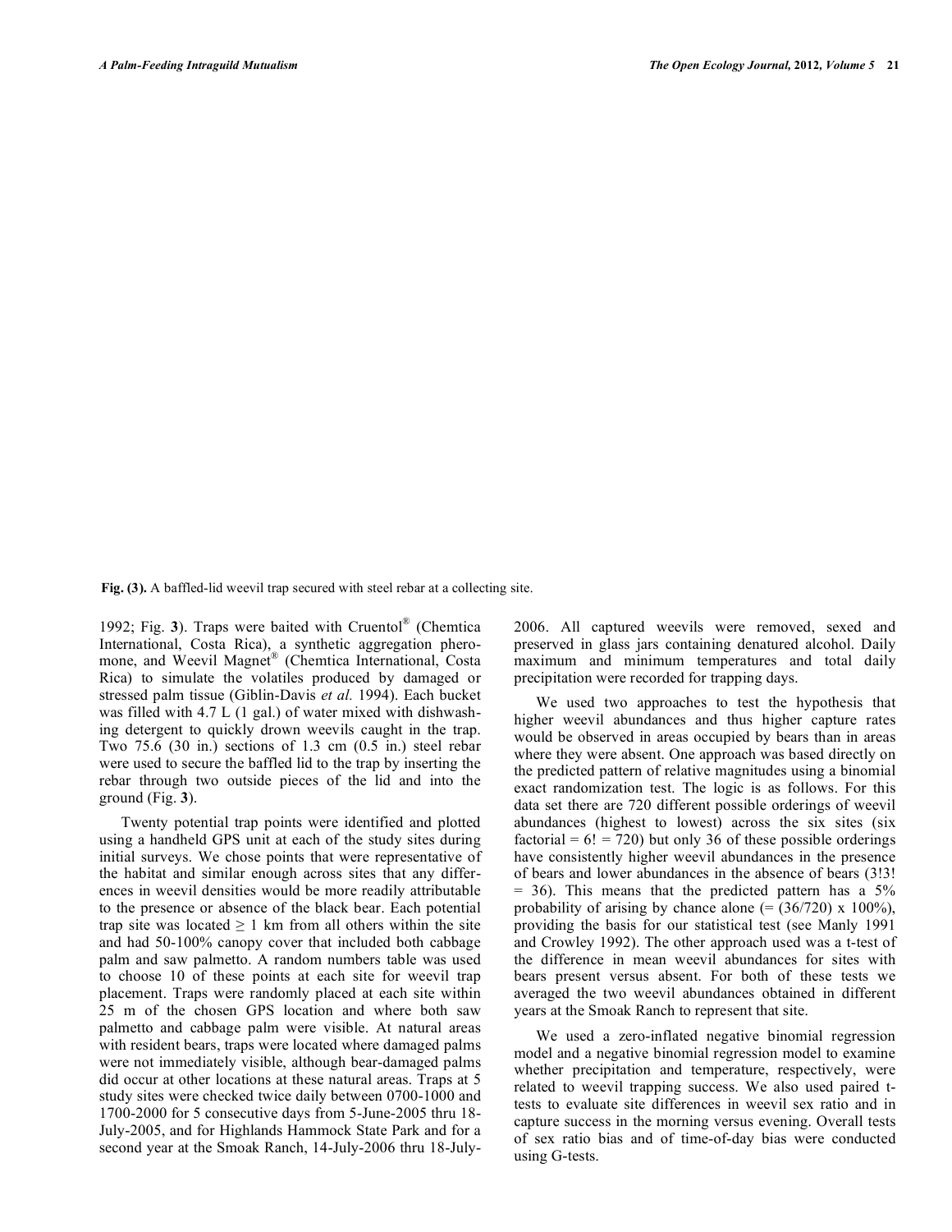**Fig. (3).** A baffled-lid weevil trap secured with steel rebar at a collecting site.

1992; Fig. **3**). Traps were baited with Cruentol® (Chemtica International, Costa Rica), a synthetic aggregation pheromone, and Weevil Magnet® (Chemtica International, Costa Rica) to simulate the volatiles produced by damaged or stressed palm tissue (Giblin-Davis *et al.* 1994). Each bucket was filled with 4.7 L (1 gal.) of water mixed with dishwashing detergent to quickly drown weevils caught in the trap. Two 75.6 (30 in.) sections of 1.3 cm (0.5 in.) steel rebar were used to secure the baffled lid to the trap by inserting the rebar through two outside pieces of the lid and into the ground (Fig. **3**).

Twenty potential trap points were identified and plotted using a handheld GPS unit at each of the study sites during initial surveys. We chose points that were representative of the habitat and similar enough across sites that any differences in weevil densities would be more readily attributable to the presence or absence of the black bear. Each potential trap site was located ≥ 1 km from all others within the site and had 50-100% canopy cover that included both cabbage palm and saw palmetto. A random numbers table was used to choose 10 of these points at each site for weevil trap placement. Traps were randomly placed at each site within 25 m of the chosen GPS location and where both saw palmetto and cabbage palm were visible. At natural areas with resident bears, traps were located where damaged palms were not immediately visible, although bear-damaged palms did occur at other locations at these natural areas. Traps at 5 study sites were checked twice daily between 0700-1000 and 1700-2000 for 5 consecutive days from 5-June-2005 thru 18-July-2005, and for Highlands Hammock State Park and for a second year at the Smoak Ranch, 14-July-2006 thru 18-July-2006. All captured weevils were removed, sexed and preserved in glass jars containing denatured alcohol. Daily maximum and minimum temperatures and total daily precipitation were recorded for trapping days.

We used two approaches to test the hypothesis that higher weevil abundances and thus higher capture rates would be observed in areas occupied by bears than in areas where they were absent. One approach was based directly on the predicted pattern of relative magnitudes using a binomial exact randomization test. The logic is as follows. For this data set there are 720 different possible orderings of weevil abundances (highest to lowest) across the six sites (six factorial = $6! = 720$) but only 36 of these possible orderings have consistently higher weevil abundances in the presence of bears and lower abundances in the absence of bears ($3!3! = 36$). This means that the predicted pattern has a 5% probability of arising by chance alone ($= (36/720) \times 100\%$), providing the basis for our statistical test (see Manly 1991 and Crowley 1992). The other approach used was a t-test of the difference in mean weevil abundances for sites with bears present versus absent. For both of these tests we averaged the two weevil abundances obtained in different years at the Smoak Ranch to represent that site.

We used a zero-inflated negative binomial regression model and a negative binomial regression model to examine whether precipitation and temperature, respectively, were related to weevil trapping success. We also used paired t-tests to evaluate site differences in weevil sex ratio and in capture success in the morning versus evening. Overall tests of sex ratio bias and of time-of-day bias were conducted using G-tests.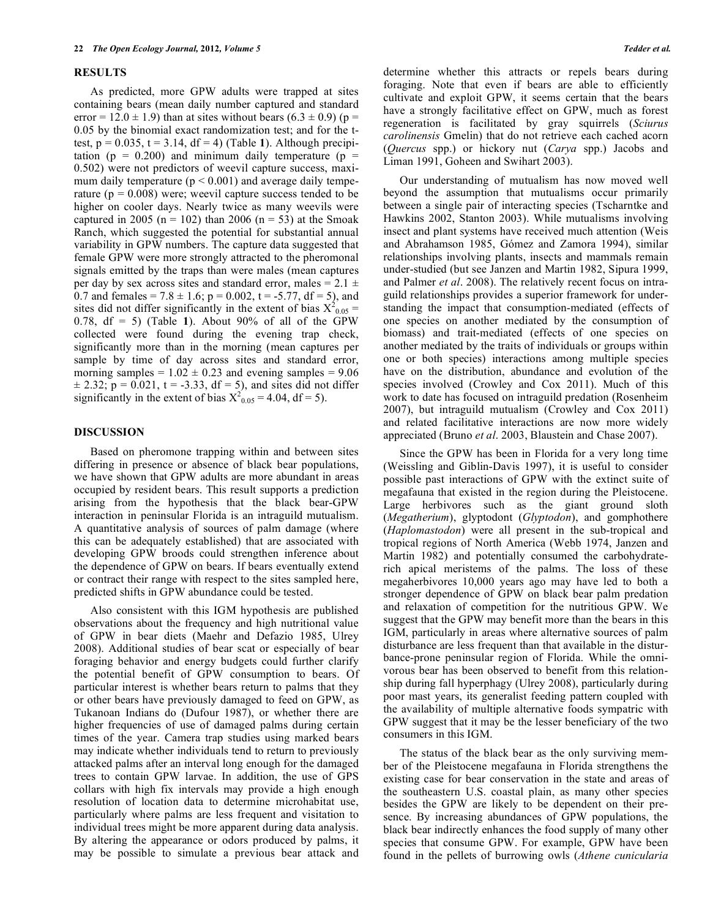## RESULTS

As predicted, more GPW adults were trapped at sites containing bears (mean daily number captured and standard error = 12.0 ± 1.9) than at sites without bears (6.3 ± 0.9) ($p = 0.05$ by the binomial exact randomization test; and for the t-test, $p = 0.035$, $t = 3.14$, $df = 4$) (Table **1**). Although precipitation ($p = 0.200$) and minimum daily temperature ($p = 0.502$) were not predictors of weevil capture success, maximum daily temperature ($p < 0.001$) and average daily temperature ($p = 0.008$) were; weevil capture success tended to be higher on cooler days. Nearly twice as many weevils were captured in 2005 ($n = 102$) than 2006 ($n = 53$) at the Smoak Ranch, which suggested the potential for substantial annual variability in GPW numbers. The capture data suggested that female GPW were more strongly attracted to the pheromonal signals emitted by the traps than were males (mean captures per day by sex across sites and standard error, males = 2.1 ± 0.7 and females = 7.8 ± 1.6; $p = 0.002$, $t = -5.77$, $df = 5$), and sites did not differ significantly in the extent of bias $X^2_{0.05} = 0.78$, $df = 5$) (Table **1**). About 90% of all of the GPW collected were found during the evening trap check, significantly more than in the morning (mean captures per sample by time of day across sites and standard error, morning samples = 1.02 ± 0.23 and evening samples = 9.06 ± 2.32; $p = 0.021$, $t = -3.33$, $df = 5$), and sites did not differ significantly in the extent of bias $X^2_{0.05} = 4.04$, $df = 5$).

## DISCUSSION

Based on pheromone trapping within and between sites differing in presence or absence of black bear populations, we have shown that GPW adults are more abundant in areas occupied by resident bears. This result supports a prediction arising from the hypothesis that the black bear-GPW interaction in peninsular Florida is an intraguild mutualism. A quantitative analysis of sources of palm damage (where this can be adequately established) that are associated with developing GPW broods could strengthen inference about the dependence of GPW on bears. If bears eventually extend or contract their range with respect to the sites sampled here, predicted shifts in GPW abundance could be tested.

Also consistent with this IGM hypothesis are published observations about the frequency and high nutritional value of GPW in bear diets (Maehr and Defazio 1985, Ulrey 2008). Additional studies of bear scat or especially of bear foraging behavior and energy budgets could further clarify the potential benefit of GPW consumption to bears. Of particular interest is whether bears return to palms that they or other bears have previously damaged to feed on GPW, as Tukanoan Indians do (Dufour 1987), or whether there are higher frequencies of use of damaged palms during certain times of the year. Camera trap studies using marked bears may indicate whether individuals tend to return to previously attacked palms after an interval long enough for the damaged trees to contain GPW larvae. In addition, the use of GPS collars with high fix intervals may provide a high enough resolution of location data to determine microhabitat use, particularly where palms are less frequent and visitation to individual trees might be more apparent during data analysis. By altering the appearance or odors produced by palms, it may be possible to simulate a previous bear attack and determine whether this attracts or repels bears during foraging. Note that even if bears are able to efficiently cultivate and exploit GPW, it seems certain that the bears have a strongly facilitative effect on GPW, much as forest regeneration is facilitated by gray squirrels (*Sciurus carolinensis* Gmelin) that do not retrieve each cached acorn (*Quercus* spp.) or hickory nut (*Carya* spp.) Jacobs and Liman 1991, Goheen and Swihart 2003).

Our understanding of mutualism has now moved well beyond the assumption that mutualisms occur primarily between a single pair of interacting species (Tscharntke and Hawkins 2002, Stanton 2003). While mutualisms involving insect and plant systems have received much attention (Weis and Abrahamson 1985, Gómez and Zamora 1994), similar relationships involving plants, insects and mammals remain under-studied (but see Janzen and Martin 1982, Sipura 1999, and Palmer *et al*. 2008). The relatively recent focus on intra-guild relationships provides a superior framework for understanding the impact that consumption-mediated (effects of one species on another mediated by the consumption of biomass) and trait-mediated (effects of one species on another mediated by the traits of individuals or groups within one or both species) interactions among multiple species have on the distribution, abundance and evolution of the species involved (Crowley and Cox 2011). Much of this work to date has focused on intraguild predation (Rosenheim 2007), but intraguild mutualism (Crowley and Cox 2011) and related facilitative interactions are now more widely appreciated (Bruno *et al*. 2003, Blaustein and Chase 2007).

Since the GPW has been in Florida for a very long time (Weissling and Giblin-Davis 1997), it is useful to consider possible past interactions of GPW with the extinct suite of megafauna that existed in the region during the Pleistocene. Large herbivores such as the giant ground sloth (*Megatherium*), glyptodont (*Glyptodon*), and gomphothere (*Haplomastodon*) were all present in the sub-tropical and tropical regions of North America (Webb 1974, Janzen and Martin 1982) and potentially consumed the carbohydrate-rich apical meristems of the palms. The loss of these megaherbivores 10,000 years ago may have led to both a stronger dependence of GPW on black bear palm predation and relaxation of competition for the nutritious GPW. We suggest that the GPW may benefit more than the bears in this IGM, particularly in areas where alternative sources of palm disturbance are less frequent than that available in the disturbance-prone peninsular region of Florida. While the omnivorous bear has been observed to benefit from this relationship during fall hyperphagy (Ulrey 2008), particularly during poor mast years, its generalist feeding pattern coupled with the availability of multiple alternative foods sympatric with GPW suggest that it may be the lesser beneficiary of the two consumers in this IGM.

The status of the black bear as the only surviving member of the Pleistocene megafauna in Florida strengthens the existing case for bear conservation in the state and areas of the southeastern U.S. coastal plain, as many other species besides the GPW are likely to be dependent on their presence. By increasing abundances of GPW populations, the black bear indirectly enhances the food supply of many other species that consume GPW. For example, GPW have been found in the pellets of burrowing owls (*Athene cunicularia*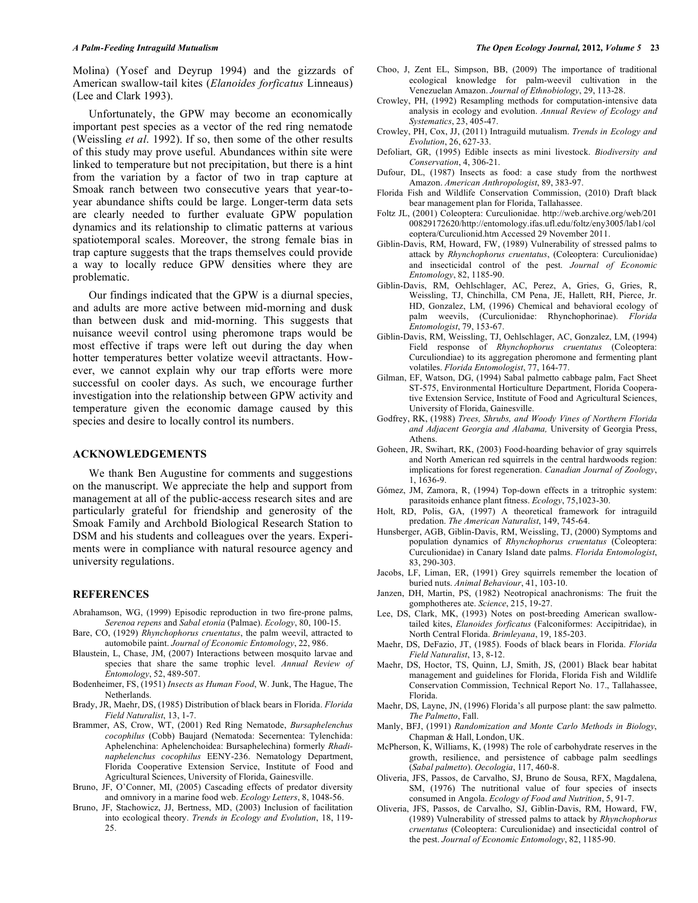Molina) (Yosef and Deyrup 1994) and the gizzards of American swallow-tail kites (*Elanoides forficatus* Linneaus) (Lee and Clark 1993).

Unfortunately, the GPW may become an economically important pest species as a vector of the red ring nematode (Weissling *et al*. 1992). If so, then some of the other results of this study may prove useful. Abundances within site were linked to temperature but not precipitation, but there is a hint from the variation by a factor of two in trap capture at Smoak ranch between two consecutive years that year-to-year abundance shifts could be large. Longer-term data sets are clearly needed to further evaluate GPW population dynamics and its relationship to climatic patterns at various spatiotemporal scales. Moreover, the strong female bias in trap capture suggests that the traps themselves could provide a way to locally reduce GPW densities where they are problematic.

Our findings indicated that the GPW is a diurnal species, and adults are more active between mid-morning and dusk than between dusk and mid-morning. This suggests that nuisance weevil control using pheromone traps would be most effective if traps were left out during the day when hotter temperatures better volatize weevil attractants. However, we cannot explain why our trap efforts were more successful on cooler days. As such, we encourage further investigation into the relationship between GPW activity and temperature given the economic damage caused by this species and desire to locally control its numbers.

## ACKNOWLEDGEMENTS

We thank Ben Augustine for comments and suggestions on the manuscript. We appreciate the help and support from management at all of the public-access research sites and are particularly grateful for friendship and generosity of the Smoak Family and Archbold Biological Research Station to DSM and his students and colleagues over the years. Experiments were in compliance with natural resource agency and university regulations.

## REFERENCES

Abrahamson, WG, (1999) Episodic reproduction in two fire-prone palms, *Serenoa repens* and *Sabal etonia* (Palmae). *Ecology*, 80, 100-15.

Bare, CO, (1929) *Rhynchophorus cruentatus*, the palm weevil, attracted to automobile paint. *Journal of Economic Entomology*, 22, 986.

Blaustein, L, Chase, JM, (2007) Interactions between mosquito larvae and species that share the same trophic level. *Annual Review of Entomology*, 52, 489-507.

Bodenheimer, FS, (1951) *Insects as Human Food*, W. Junk, The Hague, The Netherlands.

Brady, JR, Maehr, DS, (1985) Distribution of black bears in Florida. *Florida Field Naturalist*, 13, 1-7.

Brammer, AS, Crow, WT, (2001) Red Ring Nematode, *Bursaphelenchus cocophilus* (Cobb) Baujard (Nematoda: Secernentea: Tylenchida: Aphelenchina: Aphelenchoidea: Bursaphelechina) formerly *Rhadinaphelenchus cocophilus* EENY-236. Nematology Department, Florida Cooperative Extension Service, Institute of Food and Agricultural Sciences, University of Florida, Gainesville.

Bruno, JF, O'Conner, MI, (2005) Cascading effects of predator diversity and omnivory in a marine food web. *Ecology Letters*, 8, 1048-56.

Bruno, JF, Stachowicz, JJ, Bertness, MD, (2003) Inclusion of facilitation into ecological theory. *Trends in Ecology and Evolution*, 18, 119-25.

Choo, J, Zent EL, Simpson, BB, (2009) The importance of traditional ecological knowledge for palm-weevil cultivation in the Venezuelan Amazon. *Journal of Ethnobiology*, 29, 113-28.

Crowley, PH, (1992) Resampling methods for computation-intensive data analysis in ecology and evolution. *Annual Review of Ecology and Systematics*, 23, 405-47.

Crowley, PH, Cox, JJ, (2011) Intraguild mutualism. *Trends in Ecology and Evolution*, 26, 627-33.

Defoliart, GR, (1995) Edible insects as mini livestock. *Biodiversity and Conservation*, 4, 306-21.

Dufour, DL, (1987) Insects as food: a case study from the northwest Amazon. *American Anthropologist*, 89, 383-97.

Florida Fish and Wildlife Conservation Commission, (2010) Draft black bear management plan for Florida, Tallahassee.

Foltz JL, (2001) Coleoptera: Curculionidae. http://web.archive.org/web/20100829172620/http://entomology.ifas.ufl.edu/foltz/eny3005/lab1/coleoptera/Curculionid.htm Accessed 29 November 2011.

Giblin-Davis, RM, Howard, FW, (1989) Vulnerability of stressed palms to attack by *Rhynchophorus cruentatus*, (Coleoptera: Curculionidae) and insecticidal control of the pest. *Journal of Economic Entomology*, 82, 1185-90.

Giblin-Davis, RM, Oehlschlager, AC, Perez, A, Gries, G, Gries, R, Weissling, TJ, Chinchilla, CM Pena, JE, Hallett, RH, Pierce, Jr. HD, Gonzalez, LM, (1996) Chemical and behavioral ecology of palm weevils, (Curculionidae: Rhynchophorinae). *Florida Entomologist*, 79, 153-67.

Giblin-Davis, RM, Weissling, TJ, Oehlschlager, AC, Gonzalez, LM, (1994) Field response of *Rhynchophorus cruentatus* (Coleoptera: Curculiondiae) to its aggregation pheromone and fermenting plant volatiles. *Florida Entomologist*, 77, 164-77.

Gilman, EF, Watson, DG, (1994) Sabal palmetto cabbage palm, Fact Sheet ST-575, Environmental Horticulture Department, Florida Cooperative Extension Service, Institute of Food and Agricultural Sciences, University of Florida, Gainesville.

Godfrey, RK, (1988) *Trees, Shrubs, and Woody Vines of Northern Florida and Adjacent Georgia and Alabama,* University of Georgia Press, Athens.

Goheen, JR, Swihart, RK, (2003) Food-hoarding behavior of gray squirrels and North American red squirrels in the central hardwoods region: implications for forest regeneration. *Canadian Journal of Zoology*, 1, 1636-9.

Gómez, JM, Zamora, R, (1994) Top-down effects in a tritrophic system: parasitoids enhance plant fitness. *Ecology*, 75,1023-30.

Holt, RD, Polis, GA, (1997) A theoretical framework for intraguild predation. *The American Naturalist*, 149, 745-64.

Hunsberger, AGB, Giblin-Davis, RM, Weissling, TJ, (2000) Symptoms and population dynamics of *Rhynchophorus cruentatus* (Coleoptera: Curculionidae) in Canary Island date palms. *Florida Entomologist*, 83, 290-303.

Jacobs, LF, Liman, ER, (1991) Grey squirrels remember the location of buried nuts. *Animal Behaviour*, 41, 103-10.

Janzen, DH, Martin, PS, (1982) Neotropical anachronisms: The fruit the gomphotheres ate. *Science*, 215, 19-27.

Lee, DS, Clark, MK, (1993) Notes on post-breeding American swallow-tailed kites, *Elanoides forficatus* (Falconiformes: Accipitridae), in North Central Florida. *Brimleyana*, 19, 185-203.

Maehr, DS, DeFazio, JT, (1985). Foods of black bears in Florida. *Florida Field Naturalist*, 13, 8-12.

Maehr, DS, Hoctor, TS, Quinn, LJ, Smith, JS, (2001) Black bear habitat management and guidelines for Florida, Florida Fish and Wildlife Conservation Commission, Technical Report No. 17., Tallahassee, Florida.

Maehr, DS, Layne, JN, (1996) Florida's all purpose plant: the saw palmetto. *The Palmetto*, Fall.

Manly, BFJ, (1991) *Randomization and Monte Carlo Methods in Biology*, Chapman & Hall, London, UK.

McPherson, K, Williams, K, (1998) The role of carbohydrate reserves in the growth, resilience, and persistence of cabbage palm seedlings (*Sabal palmetto*). *Oecologia*, 117, 460-8.

Oliveria, JFS, Passos, de Carvalho, SJ, Bruno de Sousa, RFX, Magdalena, SM, (1976) The nutritional value of four species of insects consumed in Angola. *Ecology of Food and Nutrition*, 5, 91-7.

Oliveria, JFS, Passos, de Carvalho, SJ, Giblin-Davis, RM, Howard, FW, (1989) Vulnerability of stressed palms to attack by *Rhynchophorus cruentatus* (Coleoptera: Curculionidae) and insecticidal control of the pest. *Journal of Economic Entomology*, 82, 1185-90.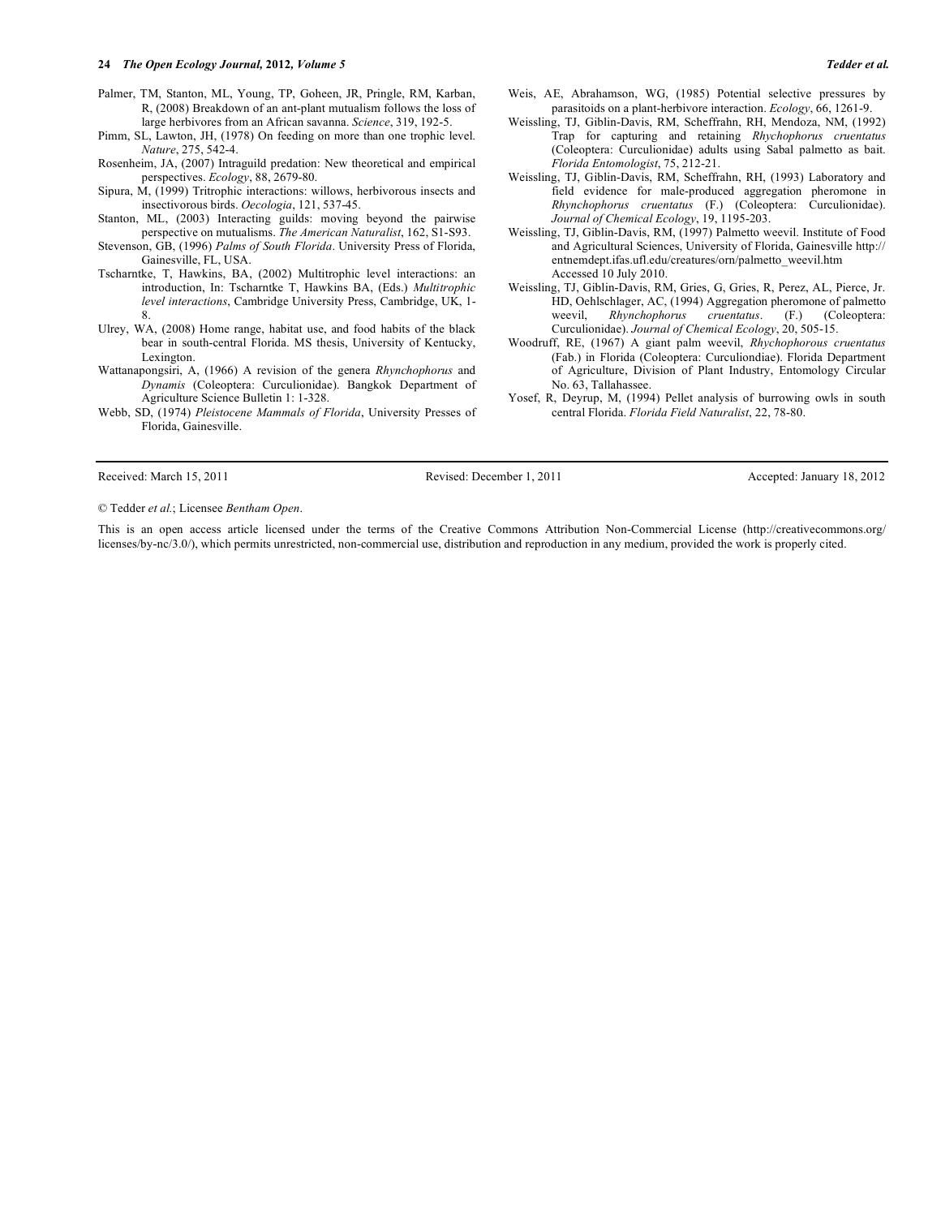Palmer, TM, Stanton, ML, Young, TP, Goheen, JR, Pringle, RM, Karban, R, (2008) Breakdown of an ant-plant mutualism follows the loss of large herbivores from an African savanna. *Science*, 319, 192-5.

Pimm, SL, Lawton, JH, (1978) On feeding on more than one trophic level. *Nature*, 275, 542-4.

Rosenheim, JA, (2007) Intraguild predation: New theoretical and empirical perspectives. *Ecology*, 88, 2679-80.

Sipura, M, (1999) Tritrophic interactions: willows, herbivorous insects and insectivorous birds. *Oecologia*, 121, 537-45.

Stanton, ML, (2003) Interacting guilds: moving beyond the pairwise perspective on mutualisms. *The American Naturalist*, 162, S1-S93.

Stevenson, GB, (1996) *Palms of South Florida*. University Press of Florida, Gainesville, FL, USA.

Tscharntke, T, Hawkins, BA, (2002) Multitrophic level interactions: an introduction, In: Tscharntke T, Hawkins BA, (Eds.) *Multitrophic level interactions*, Cambridge University Press, Cambridge, UK, 1-8.

Ulrey, WA, (2008) Home range, habitat use, and food habits of the black bear in south-central Florida. MS thesis, University of Kentucky, Lexington.

Wattanapongsiri, A, (1966) A revision of the genera *Rhynchophorus* and *Dynamis* (Coleoptera: Curculionidae). Bangkok Department of Agriculture Science Bulletin 1: 1-328.

Webb, SD, (1974) *Pleistocene Mammals of Florida*, University Presses of Florida, Gainesville.

Weis, AE, Abrahamson, WG, (1985) Potential selective pressures by parasitoids on a plant-herbivore interaction. *Ecology*, 66, 1261-9.

Weissling, TJ, Giblin-Davis, RM, Scheffrahn, RH, Mendoza, NM, (1992) Trap for capturing and retaining *Rhychophorus cruentatus* (Coleoptera: Curculionidae) adults using Sabal palmetto as bait. *Florida Entomologist*, 75, 212-21.

Weissling, TJ, Giblin-Davis, RM, Scheffrahn, RH, (1993) Laboratory and field evidence for male-produced aggregation pheromone in *Rhynchophorus cruentatus* (F.) (Coleoptera: Curculionidae). *Journal of Chemical Ecology*, 19, 1195-203.

Weissling, TJ, Giblin-Davis, RM, (1997) Palmetto weevil. Institute of Food and Agricultural Sciences, University of Florida, Gainesville http://entnemdept.ifas.ufl.edu/creatures/orn/palmetto_weevil.htm Accessed 10 July 2010.

Weissling, TJ, Giblin-Davis, RM, Gries, G, Gries, R, Perez, AL, Pierce, Jr. HD, Oehlschlager, AC, (1994) Aggregation pheromone of palmetto weevil, *Rhynchophorus cruentatus*. (F.) (Coleoptera: Curculionidae). *Journal of Chemical Ecology*, 20, 505-15.

Woodruff, RE, (1967) A giant palm weevil, *Rhychophorous cruentatus* (Fab.) in Florida (Coleoptera: Curculiondiae). Florida Department of Agriculture, Division of Plant Industry, Entomology Circular No. 63, Tallahassee.

Yosef, R, Deyrup, M, (1994) Pellet analysis of burrowing owls in south central Florida. *Florida Field Naturalist*, 22, 78-80.

Received: March 15, 2011 Revised: December 1, 2011 Accepted: January 18, 2012

© Tedder *et al.*; Licensee *Bentham Open*.

This is an open access article licensed under the terms of the Creative Commons Attribution Non-Commercial License (http://creativecommons.org/licenses/by-nc/3.0/), which permits unrestricted, non-commercial use, distribution and reproduction in any medium, provided the work is properly cited.